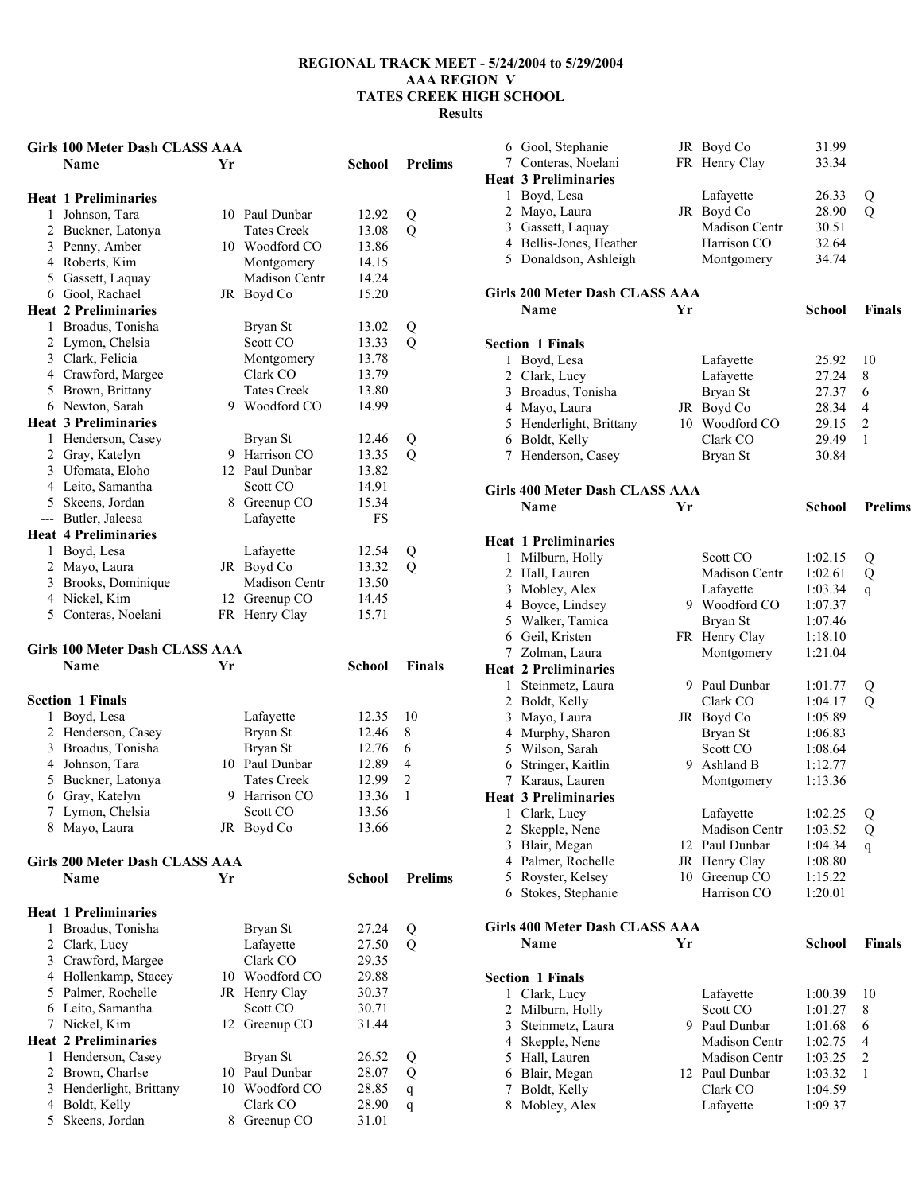# REGIONAL TRACK MEET - 5/24/2004 to 5/29/2004
## AAA REGION V
## TATES CREEK HIGH SCHOOL
## Results

### Girls 100 Meter Dash CLASS AAA

| | Name | Yr | School | Prelims | |
|---|---|---|---|---|---|
| **Heat 1 Preliminaries** | | | | | |
| 1 | Johnson, Tara | 10 | Paul Dunbar | 12.92 | Q |
| 2 | Buckner, Latonya | | Tates Creek | 13.08 | Q |
| 3 | Penny, Amber | 10 | Woodford CO | 13.86 | |
| 4 | Roberts, Kim | | Montgomery | 14.15 | |
| 5 | Gassett, Laquay | | Madison Centr | 14.24 | |
| 6 | Gool, Rachael | JR | Boyd Co | 15.20 | |
| **Heat 2 Preliminaries** | | | | | |
| 1 | Broadus, Tonisha | | Bryan St | 13.02 | Q |
| 2 | Lymon, Chelsia | | Scott CO | 13.33 | Q |
| 3 | Clark, Felicia | | Montgomery | 13.78 | |
| 4 | Crawford, Margee | | Clark CO | 13.79 | |
| 5 | Brown, Brittany | | Tates Creek | 13.80 | |
| 6 | Newton, Sarah | 9 | Woodford CO | 14.99 | |
| **Heat 3 Preliminaries** | | | | | |
| 1 | Henderson, Casey | | Bryan St | 12.46 | Q |
| 2 | Gray, Katelyn | 9 | Harrison CO | 13.35 | Q |
| 3 | Ufomata, Eloho | 12 | Paul Dunbar | 13.82 | |
| 4 | Leito, Samantha | | Scott CO | 14.91 | |
| 5 | Skeens, Jordan | 8 | Greenup CO | 15.34 | |
| --- | Butler, Jaleesa | | Lafayette | FS | |
| **Heat 4 Preliminaries** | | | | | |
| 1 | Boyd, Lesa | | Lafayette | 12.54 | Q |
| 2 | Mayo, Laura | JR | Boyd Co | 13.32 | Q |
| 3 | Brooks, Dominique | | Madison Centr | 13.50 | |
| 4 | Nickel, Kim | 12 | Greenup CO | 14.45 | |
| 5 | Conteras, Noelani | FR | Henry Clay | 15.71 | |

### Girls 100 Meter Dash CLASS AAA

| | Name | Yr | School | Finals | |
|---|---|---|---|---|---|
| **Section 1 Finals** | | | | | |
| 1 | Boyd, Lesa | | Lafayette | 12.35 | 10 |
| 2 | Henderson, Casey | | Bryan St | 12.46 | 8 |
| 3 | Broadus, Tonisha | | Bryan St | 12.76 | 6 |
| 4 | Johnson, Tara | 10 | Paul Dunbar | 12.89 | 4 |
| 5 | Buckner, Latonya | | Tates Creek | 12.99 | 2 |
| 6 | Gray, Katelyn | 9 | Harrison CO | 13.36 | 1 |
| 7 | Lymon, Chelsia | | Scott CO | 13.56 | |
| 8 | Mayo, Laura | JR | Boyd Co | 13.66 | |

### Girls 200 Meter Dash CLASS AAA

| | Name | Yr | School | Prelims | |
|---|---|---|---|---|---|
| **Heat 1 Preliminaries** | | | | | |
| 1 | Broadus, Tonisha | | Bryan St | 27.24 | Q |
| 2 | Clark, Lucy | | Lafayette | 27.50 | Q |
| 3 | Crawford, Margee | | Clark CO | 29.35 | |
| 4 | Hollenkamp, Stacey | 10 | Woodford CO | 29.88 | |
| 5 | Palmer, Rochelle | JR | Henry Clay | 30.37 | |
| 6 | Leito, Samantha | | Scott CO | 30.71 | |
| 7 | Nickel, Kim | 12 | Greenup CO | 31.44 | |
| **Heat 2 Preliminaries** | | | | | |
| 1 | Henderson, Casey | | Bryan St | 26.52 | Q |
| 2 | Brown, Charlse | 10 | Paul Dunbar | 28.07 | Q |
| 3 | Henderlight, Brittany | 10 | Woodford CO | 28.85 | q |
| 4 | Boldt, Kelly | | Clark CO | 28.90 | q |
| 5 | Skeens, Jordan | 8 | Greenup CO | 31.01 | |
| 6 | Gool, Stephanie | JR | Boyd Co | 31.99 | |
| 7 | Conteras, Noelani | FR | Henry Clay | 33.34 | |
| **Heat 3 Preliminaries** | | | | | |
| 1 | Boyd, Lesa | | Lafayette | 26.33 | Q |
| 2 | Mayo, Laura | JR | Boyd Co | 28.90 | Q |
| 3 | Gassett, Laquay | | Madison Centr | 30.51 | |
| 4 | Bellis-Jones, Heather | | Harrison CO | 32.64 | |
| 5 | Donaldson, Ashleigh | | Montgomery | 34.74 | |

### Girls 200 Meter Dash CLASS AAA

| | Name | Yr | School | Finals | |
|---|---|---|---|---|---|
| **Section 1 Finals** | | | | | |
| 1 | Boyd, Lesa | | Lafayette | 25.92 | 10 |
| 2 | Clark, Lucy | | Lafayette | 27.24 | 8 |
| 3 | Broadus, Tonisha | | Bryan St | 27.37 | 6 |
| 4 | Mayo, Laura | JR | Boyd Co | 28.34 | 4 |
| 5 | Henderlight, Brittany | 10 | Woodford CO | 29.15 | 2 |
| 6 | Boldt, Kelly | | Clark CO | 29.49 | 1 |
| 7 | Henderson, Casey | | Bryan St | 30.84 | |

### Girls 400 Meter Dash CLASS AAA

| | Name | Yr | School | Prelims | |
|---|---|---|---|---|---|
| **Heat 1 Preliminaries** | | | | | |
| 1 | Milburn, Holly | | Scott CO | 1:02.15 | Q |
| 2 | Hall, Lauren | | Madison Centr | 1:02.61 | Q |
| 3 | Mobley, Alex | | Lafayette | 1:03.34 | q |
| 4 | Boyce, Lindsey | 9 | Woodford CO | 1:07.37 | |
| 5 | Walker, Tamica | | Bryan St | 1:07.46 | |
| 6 | Geil, Kristen | FR | Henry Clay | 1:18.10 | |
| 7 | Zolman, Laura | | Montgomery | 1:21.04 | |
| **Heat 2 Preliminaries** | | | | | |
| 1 | Steinmetz, Laura | 9 | Paul Dunbar | 1:01.77 | Q |
| 2 | Boldt, Kelly | | Clark CO | 1:04.17 | Q |
| 3 | Mayo, Laura | JR | Boyd Co | 1:05.89 | |
| 4 | Murphy, Sharon | | Bryan St | 1:06.83 | |
| 5 | Wilson, Sarah | | Scott CO | 1:08.64 | |
| 6 | Stringer, Kaitlin | 9 | Ashland B | 1:12.77 | |
| 7 | Karaus, Lauren | | Montgomery | 1:13.36 | |
| **Heat 3 Preliminaries** | | | | | |
| 1 | Clark, Lucy | | Lafayette | 1:02.25 | Q |
| 2 | Skepple, Nene | | Madison Centr | 1:03.52 | Q |
| 3 | Blair, Megan | 12 | Paul Dunbar | 1:04.34 | q |
| 4 | Palmer, Rochelle | JR | Henry Clay | 1:08.80 | |
| 5 | Royster, Kelsey | 10 | Greenup CO | 1:15.22 | |
| 6 | Stokes, Stephanie | | Harrison CO | 1:20.01 | |

### Girls 400 Meter Dash CLASS AAA

| | Name | Yr | School | Finals | |
|---|---|---|---|---|---|
| **Section 1 Finals** | | | | | |
| 1 | Clark, Lucy | | Lafayette | 1:00.39 | 10 |
| 2 | Milburn, Holly | | Scott CO | 1:01.27 | 8 |
| 3 | Steinmetz, Laura | 9 | Paul Dunbar | 1:01.68 | 6 |
| 4 | Skepple, Nene | | Madison Centr | 1:02.75 | 4 |
| 5 | Hall, Lauren | | Madison Centr | 1:03.25 | 2 |
| 6 | Blair, Megan | 12 | Paul Dunbar | 1:03.32 | 1 |
| 7 | Boldt, Kelly | | Clark CO | 1:04.59 | |
| 8 | Mobley, Alex | | Lafayette | 1:09.37 | |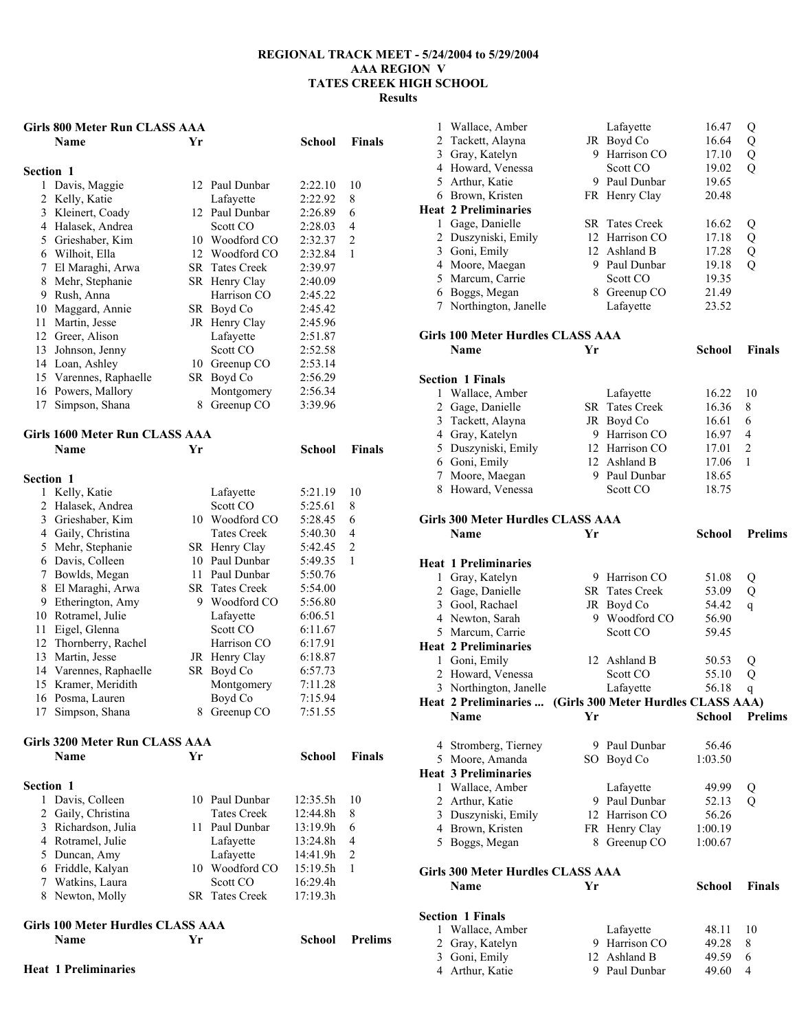# REGIONAL TRACK MEET - 5/24/2004 to 5/29/2004
## AAA REGION V
## TATES CREEK HIGH SCHOOL
## Results

### Girls 800 Meter Run CLASS AAA

**Section 1**

| | Name | Yr | School | Finals | |
|---|---|---|---|---|---|
| 1 | Davis, Maggie | 12 | Paul Dunbar | 2:22.10 | 10 |
| 2 | Kelly, Katie | | Lafayette | 2:22.92 | 8 |
| 3 | Kleinert, Coady | 12 | Paul Dunbar | 2:26.89 | 6 |
| 4 | Halasek, Andrea | | Scott CO | 2:28.03 | 4 |
| 5 | Grieshaber, Kim | 10 | Woodford CO | 2:32.37 | 2 |
| 6 | Wilhoit, Ella | 12 | Woodford CO | 2:32.84 | 1 |
| 7 | El Maraghi, Arwa | SR | Tates Creek | 2:39.97 | |
| 8 | Mehr, Stephanie | SR | Henry Clay | 2:40.09 | |
| 9 | Rush, Anna | | Harrison CO | 2:45.22 | |
| 10 | Maggard, Annie | SR | Boyd Co | 2:45.42 | |
| 11 | Martin, Jesse | JR | Henry Clay | 2:45.96 | |
| 12 | Greer, Alison | | Lafayette | 2:51.87 | |
| 13 | Johnson, Jenny | | Scott CO | 2:52.58 | |
| 14 | Loan, Ashley | 10 | Greenup CO | 2:53.14 | |
| 15 | Varennes, Raphaelle | SR | Boyd Co | 2:56.29 | |
| 16 | Powers, Mallory | | Montgomery | 2:56.34 | |
| 17 | Simpson, Shana | 8 | Greenup CO | 3:39.96 | |

### Girls 1600 Meter Run CLASS AAA

**Section 1**

| | Name | Yr | School | Finals | |
|---|---|---|---|---|---|
| 1 | Kelly, Katie | | Lafayette | 5:21.19 | 10 |
| 2 | Halasek, Andrea | | Scott CO | 5:25.61 | 8 |
| 3 | Grieshaber, Kim | 10 | Woodford CO | 5:28.45 | 6 |
| 4 | Gaily, Christina | | Tates Creek | 5:40.30 | 4 |
| 5 | Mehr, Stephanie | SR | Henry Clay | 5:42.45 | 2 |
| 6 | Davis, Colleen | 10 | Paul Dunbar | 5:49.35 | 1 |
| 7 | Bowlds, Megan | 11 | Paul Dunbar | 5:50.76 | |
| 8 | El Maraghi, Arwa | SR | Tates Creek | 5:54.00 | |
| 9 | Etherington, Amy | 9 | Woodford CO | 5:56.80 | |
| 10 | Rotramel, Julie | | Lafayette | 6:06.51 | |
| 11 | Eigel, Glenna | | Scott CO | 6:11.67 | |
| 12 | Thornberry, Rachel | | Harrison CO | 6:17.91 | |
| 13 | Martin, Jesse | JR | Henry Clay | 6:18.87 | |
| 14 | Varennes, Raphaelle | SR | Boyd Co | 6:57.73 | |
| 15 | Kramer, Meridith | | Montgomery | 7:11.28 | |
| 16 | Posma, Lauren | | Boyd Co | 7:15.94 | |
| 17 | Simpson, Shana | 8 | Greenup CO | 7:51.55 | |

### Girls 3200 Meter Run CLASS AAA

**Section 1**

| | Name | Yr | School | Finals | |
|---|---|---|---|---|---|
| 1 | Davis, Colleen | 10 | Paul Dunbar | 12:35.5h | 10 |
| 2 | Gaily, Christina | | Tates Creek | 12:44.8h | 8 |
| 3 | Richardson, Julia | 11 | Paul Dunbar | 13:19.9h | 6 |
| 4 | Rotramel, Julie | | Lafayette | 13:24.8h | 4 |
| 5 | Duncan, Amy | | Lafayette | 14:41.9h | 2 |
| 6 | Friddle, Kalyan | 10 | Woodford CO | 15:19.5h | 1 |
| 7 | Watkins, Laura | | Scott CO | 16:29.4h | |
| 8 | Newton, Molly | SR | Tates Creek | 17:19.3h | |

### Girls 100 Meter Hurdles CLASS AAA

| | Name | Yr | School | Prelims | |
|---|---|---|---|---|---|
| **Heat 1 Preliminaries** | | | | | |
| 1 | Wallace, Amber | | Lafayette | 16.47 | Q |
| 2 | Tackett, Alayna | JR | Boyd Co | 16.64 | Q |
| 3 | Gray, Katelyn | 9 | Harrison CO | 17.10 | Q |
| 4 | Howard, Venessa | | Scott CO | 19.02 | Q |
| 5 | Arthur, Katie | 9 | Paul Dunbar | 19.65 | |
| 6 | Brown, Kristen | FR | Henry Clay | 20.48 | |
| **Heat 2 Preliminaries** | | | | | |
| 1 | Gage, Danielle | SR | Tates Creek | 16.62 | Q |
| 2 | Duszyniski, Emily | 12 | Harrison CO | 17.18 | Q |
| 3 | Goni, Emily | 12 | Ashland B | 17.28 | Q |
| 4 | Moore, Maegan | 9 | Paul Dunbar | 19.18 | Q |
| 5 | Marcum, Carrie | | Scott CO | 19.35 | |
| 6 | Boggs, Megan | 8 | Greenup CO | 21.49 | |
| 7 | Northington, Janelle | | Lafayette | 23.52 | |

### Girls 100 Meter Hurdles CLASS AAA

**Section 1 Finals**

| | Name | Yr | School | Finals | |
|---|---|---|---|---|---|
| 1 | Wallace, Amber | | Lafayette | 16.22 | 10 |
| 2 | Gage, Danielle | SR | Tates Creek | 16.36 | 8 |
| 3 | Tackett, Alayna | JR | Boyd Co | 16.61 | 6 |
| 4 | Gray, Katelyn | 9 | Harrison CO | 16.97 | 4 |
| 5 | Duszyniski, Emily | 12 | Harrison CO | 17.01 | 2 |
| 6 | Goni, Emily | 12 | Ashland B | 17.06 | 1 |
| 7 | Moore, Maegan | 9 | Paul Dunbar | 18.65 | |
| 8 | Howard, Venessa | | Scott CO | 18.75 | |

### Girls 300 Meter Hurdles CLASS AAA

| | Name | Yr | School | Prelims | |
|---|---|---|---|---|---|
| **Heat 1 Preliminaries** | | | | | |
| 1 | Gray, Katelyn | 9 | Harrison CO | 51.08 | Q |
| 2 | Gage, Danielle | SR | Tates Creek | 53.09 | Q |
| 3 | Gool, Rachael | JR | Boyd Co | 54.42 | q |
| 4 | Newton, Sarah | 9 | Woodford CO | 56.90 | |
| 5 | Marcum, Carrie | | Scott CO | 59.45 | |
| **Heat 2 Preliminaries** | | | | | |
| 1 | Goni, Emily | 12 | Ashland B | 50.53 | Q |
| 2 | Howard, Venessa | | Scott CO | 55.10 | Q |
| 3 | Northington, Janelle | | Lafayette | 56.18 | q |
| 4 | Stromberg, Tierney | 9 | Paul Dunbar | 56.46 | |
| 5 | Moore, Amanda | SO | Boyd Co | 1:03.50 | |
| **Heat 3 Preliminaries** | | | | | |
| 1 | Wallace, Amber | | Lafayette | 49.99 | Q |
| 2 | Arthur, Katie | 9 | Paul Dunbar | 52.13 | Q |
| 3 | Duszyniski, Emily | 12 | Harrison CO | 56.26 | |
| 4 | Brown, Kristen | FR | Henry Clay | 1:00.19 | |
| 5 | Boggs, Megan | 8 | Greenup CO | 1:00.67 | |

### Girls 300 Meter Hurdles CLASS AAA

**Section 1 Finals**

| | Name | Yr | School | Finals | |
|---|---|---|---|---|---|
| 1 | Wallace, Amber | | Lafayette | 48.11 | 10 |
| 2 | Gray, Katelyn | 9 | Harrison CO | 49.28 | 8 |
| 3 | Goni, Emily | 12 | Ashland B | 49.59 | 6 |
| 4 | Arthur, Katie | 9 | Paul Dunbar | 49.60 | 4 |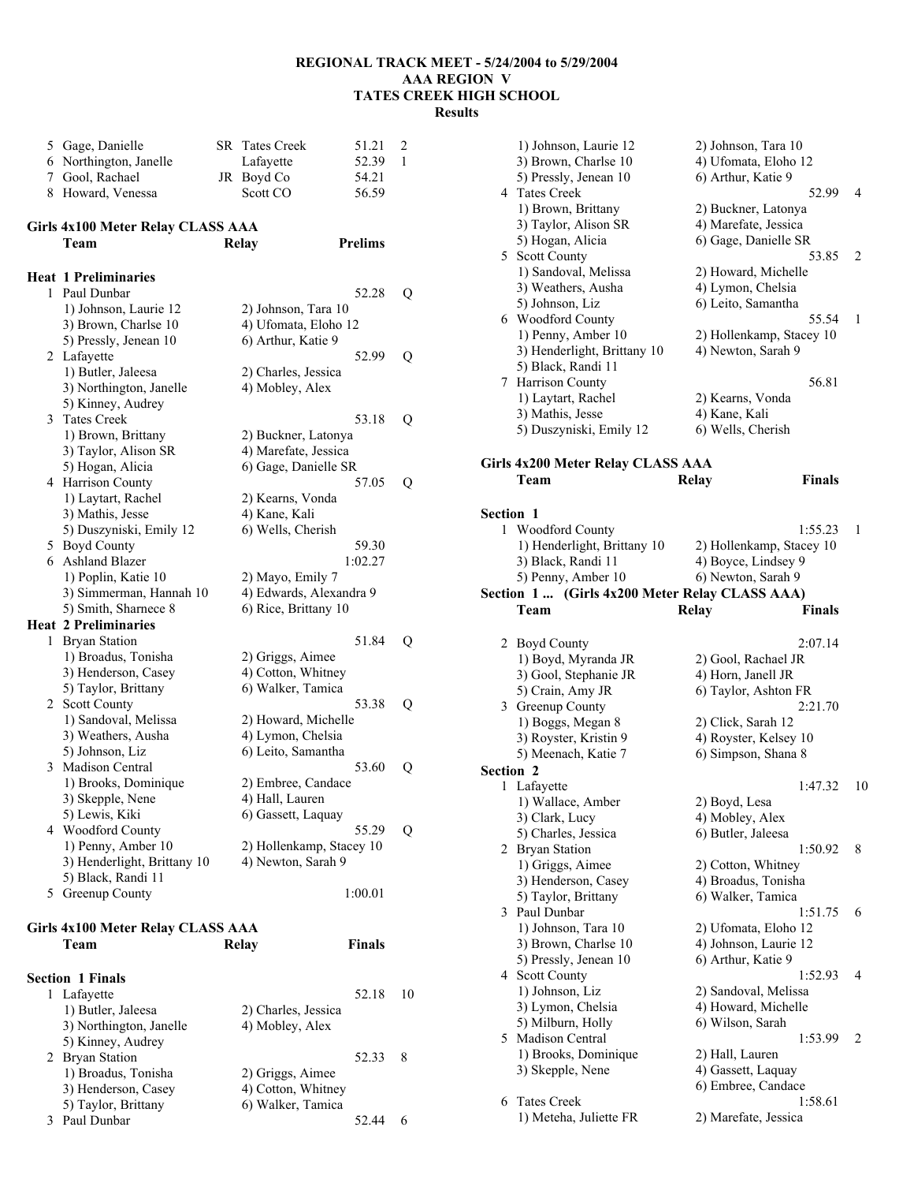**REGIONAL TRACK MEET - 5/24/2004 to 5/29/2004**
**AAA REGION V**
**TATES CREEK HIGH SCHOOL**
**Results**

| | | | | | |
|---|---|---|---|---|---|
| 5 | Gage, Danielle | SR | Tates Creek | 51.21 | 2 |
| 6 | Northington, Janelle | | Lafayette | 52.39 | 1 |
| 7 | Gool, Rachael | JR | Boyd Co | 54.21 | |
| 8 | Howard, Venessa | | Scott CO | 56.59 | |

### Girls 4x100 Meter Relay CLASS AAA

**Team — Relay — Prelims**

**Heat 1 Preliminaries**

1 Paul Dunbar — 52.28 Q
- 1) Johnson, Laurie 12 — 2) Johnson, Tara 10
- 3) Brown, Charlse 10 — 4) Ufomata, Eloho 12
- 5) Pressly, Jenean 10 — 6) Arthur, Katie 9

2 Lafayette — 52.99 Q
- 1) Butler, Jaleesa — 2) Charles, Jessica
- 3) Northington, Janelle — 4) Mobley, Alex
- 5) Kinney, Audrey

3 Tates Creek — 53.18 Q
- 1) Brown, Brittany — 2) Buckner, Latonya
- 3) Taylor, Alison SR — 4) Marefate, Jessica
- 5) Hogan, Alicia — 6) Gage, Danielle SR

4 Harrison County — 57.05 Q
- 1) Laytart, Rachel — 2) Kearns, Vonda
- 3) Mathis, Jesse — 4) Kane, Kali
- 5) Duszyniski, Emily 12 — 6) Wells, Cherish

5 Boyd County — 59.30

6 Ashland Blazer — 1:02.27
- 1) Poplin, Katie 10 — 2) Mayo, Emily 7
- 3) Simmerman, Hannah 10 — 4) Edwards, Alexandra 9
- 5) Smith, Sharnece 8 — 6) Rice, Brittany 10

**Heat 2 Preliminaries**

1 Bryan Station — 51.84 Q
- 1) Broadus, Tonisha — 2) Griggs, Aimee
- 3) Henderson, Casey — 4) Cotton, Whitney
- 5) Taylor, Brittany — 6) Walker, Tamica

2 Scott County — 53.38 Q
- 1) Sandoval, Melissa — 2) Howard, Michelle
- 3) Weathers, Ausha — 4) Lymon, Chelsia
- 5) Johnson, Liz — 6) Leito, Samantha

3 Madison Central — 53.60 Q
- 1) Brooks, Dominique — 2) Embree, Candace
- 3) Skepple, Nene — 4) Hall, Lauren
- 5) Lewis, Kiki — 6) Gassett, Laquay

4 Woodford County — 55.29 Q
- 1) Penny, Amber 10 — 2) Hollenkamp, Stacey 10
- 3) Henderlight, Brittany 10 — 4) Newton, Sarah 9
- 5) Black, Randi 11

5 Greenup County — 1:00.01

### Girls 4x100 Meter Relay CLASS AAA

**Team — Relay — Finals**

**Section 1 Finals**

1 Lafayette — 52.18 — 10
- 1) Butler, Jaleesa — 2) Charles, Jessica
- 3) Northington, Janelle — 4) Mobley, Alex
- 5) Kinney, Audrey

2 Bryan Station — 52.33 — 8
- 1) Broadus, Tonisha — 2) Griggs, Aimee
- 3) Henderson, Casey — 4) Cotton, Whitney
- 5) Taylor, Brittany — 6) Walker, Tamica

3 Paul Dunbar — 52.44 — 6
- 1) Johnson, Laurie 12 — 2) Johnson, Tara 10
- 3) Brown, Charlse 10 — 4) Ufomata, Eloho 12
- 5) Pressly, Jenean 10 — 6) Arthur, Katie 9

4 Tates Creek — 52.99 — 4
- 1) Brown, Brittany — 2) Buckner, Latonya
- 3) Taylor, Alison SR — 4) Marefate, Jessica
- 5) Hogan, Alicia — 6) Gage, Danielle SR

5 Scott County — 53.85 — 2
- 1) Sandoval, Melissa — 2) Howard, Michelle
- 3) Weathers, Ausha — 4) Lymon, Chelsia
- 5) Johnson, Liz — 6) Leito, Samantha

6 Woodford County — 55.54 — 1
- 1) Penny, Amber 10 — 2) Hollenkamp, Stacey 10
- 3) Henderlight, Brittany 10 — 4) Newton, Sarah 9
- 5) Black, Randi 11

7 Harrison County — 56.81
- 1) Laytart, Rachel — 2) Kearns, Vonda
- 3) Mathis, Jesse — 4) Kane, Kali
- 5) Duszyniski, Emily 12 — 6) Wells, Cherish

### Girls 4x200 Meter Relay CLASS AAA

**Team — Relay — Finals**

**Section 1**

1 Woodford County — 1:55.23 — 1
- 1) Henderlight, Brittany 10 — 2) Hollenkamp, Stacey 10
- 3) Black, Randi 11 — 4) Boyce, Lindsey 9
- 5) Penny, Amber 10 — 6) Newton, Sarah 9

**Section 1 ... (Girls 4x200 Meter Relay CLASS AAA)**

**Team — Relay — Finals**

2 Boyd County — 2:07.14
- 1) Boyd, Myranda JR — 2) Gool, Rachael JR
- 3) Gool, Stephanie JR — 4) Horn, Janell JR
- 5) Crain, Amy JR — 6) Taylor, Ashton FR

3 Greenup County — 2:21.70
- 1) Boggs, Megan 8 — 2) Click, Sarah 12
- 3) Royster, Kristin 9 — 4) Royster, Kelsey 10
- 5) Meenach, Katie 7 — 6) Simpson, Shana 8

**Section 2**

1 Lafayette — 1:47.32 — 10
- 1) Wallace, Amber — 2) Boyd, Lesa
- 3) Clark, Lucy — 4) Mobley, Alex
- 5) Charles, Jessica — 6) Butler, Jaleesa

2 Bryan Station — 1:50.92 — 8
- 1) Griggs, Aimee — 2) Cotton, Whitney
- 3) Henderson, Casey — 4) Broadus, Tonisha
- 5) Taylor, Brittany — 6) Walker, Tamica

3 Paul Dunbar — 1:51.75 — 6
- 1) Johnson, Tara 10 — 2) Ufomata, Eloho 12
- 3) Brown, Charlse 10 — 4) Johnson, Laurie 12
- 5) Pressly, Jenean 10 — 6) Arthur, Katie 9

4 Scott County — 1:52.93 — 4
- 1) Johnson, Liz — 2) Sandoval, Melissa
- 3) Lymon, Chelsia — 4) Howard, Michelle
- 5) Milburn, Holly — 6) Wilson, Sarah

5 Madison Central — 1:53.99 — 2
- 1) Brooks, Dominique — 2) Hall, Lauren
- 3) Skepple, Nene — 4) Gassett, Laquay
- 6) Embree, Candace

6 Tates Creek — 1:58.61
- 1) Meteha, Juliette FR — 2) Marefate, Jessica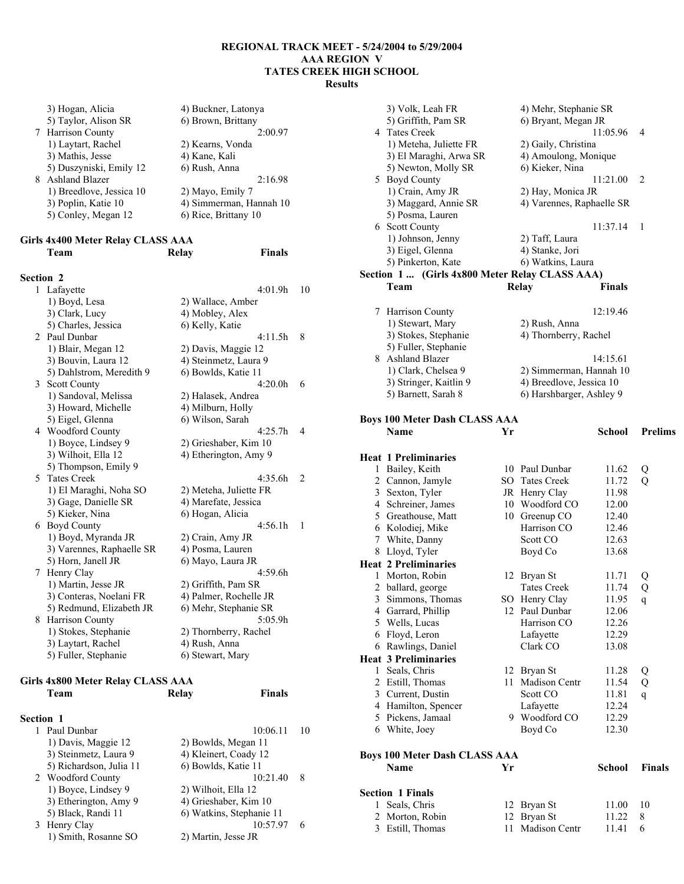# REGIONAL TRACK MEET - 5/24/2004 to 5/29/2004
## AAA REGION V
## TATES CREEK HIGH SCHOOL
## Results

```
    3) Hogan, Alicia                 4) Buckner, Latonya
    5) Taylor, Alison SR             6) Brown, Brittany
  7 Harrison County                              2:00.97
    1) Laytart, Rachel               2) Kearns, Vonda
    3) Mathis, Jesse                 4) Kane, Kali
    5) Duszyniski, Emily 12          6) Rush, Anna
  8 Ashland Blazer                               2:16.98
    1) Breedlove, Jessica 10         2) Mayo, Emily 7
    3) Poplin, Katie 10              4) Simmerman, Hannah 10
    5) Conley, Megan 12              6) Rice, Brittany 10
```

**Girls 4x400 Meter Relay CLASS AAA**

```
    Team                            Relay              Finals

Section 2
  1 Lafayette                                    4:01.9h   10
    1) Boyd, Lesa                    2) Wallace, Amber
    3) Clark, Lucy                   4) Mobley, Alex
    5) Charles, Jessica              6) Kelly, Katie
  2 Paul Dunbar                                  4:11.5h    8
    1) Blair, Megan 12               2) Davis, Maggie 12
    3) Bouvin, Laura 12              4) Steinmetz, Laura 9
    5) Dahlstrom, Meredith 9         6) Bowlds, Katie 11
  3 Scott County                                 4:20.0h    6
    1) Sandoval, Melissa             2) Halasek, Andrea
    3) Howard, Michelle              4) Milburn, Holly
    5) Eigel, Glenna                 6) Wilson, Sarah
  4 Woodford County                              4:25.7h    4
    1) Boyce, Lindsey 9              2) Grieshaber, Kim 10
    3) Wilhoit, Ella 12              4) Etherington, Amy 9
    5) Thompson, Emily 9
  5 Tates Creek                                  4:35.6h    2
    1) El Maraghi, Noha SO           2) Meteha, Juliette FR
    3) Gage, Danielle SR             4) Marefate, Jessica
    5) Kieker, Nina                  6) Hogan, Alicia
  6 Boyd County                                  4:56.1h    1
    1) Boyd, Myranda JR              2) Crain, Amy JR
    3) Varennes, Raphaelle SR        4) Posma, Lauren
    5) Horn, Janell JR               6) Mayo, Laura JR
  7 Henry Clay                                   4:59.6h
    1) Martin, Jesse JR              2) Griffith, Pam SR
    3) Conteras, Noelani FR          4) Palmer, Rochelle JR
    5) Redmund, Elizabeth JR         6) Mehr, Stephanie SR
  8 Harrison County                              5:05.9h
    1) Stokes, Stephanie             2) Thornberry, Rachel
    3) Laytart, Rachel               4) Rush, Anna
    5) Fuller, Stephanie             6) Stewart, Mary
```

**Girls 4x800 Meter Relay CLASS AAA**

```
    Team                            Relay              Finals

Section 1
  1 Paul Dunbar                                 10:06.11   10
    1) Davis, Maggie 12              2) Bowlds, Megan 11
    3) Steinmetz, Laura 9            4) Kleinert, Coady 12
    5) Richardson, Julia 11          6) Bowlds, Katie 11
  2 Woodford County                             10:21.40    8
    1) Boyce, Lindsey 9              2) Wilhoit, Ella 12
    3) Etherington, Amy 9            4) Grieshaber, Kim 10
    5) Black, Randi 11               6) Watkins, Stephanie 11
  3 Henry Clay                                  10:57.97    6
    1) Smith, Rosanne SO             2) Martin, Jesse JR
    3) Volk, Leah FR                 4) Mehr, Stephanie SR
    5) Griffith, Pam SR              6) Bryant, Megan JR
  4 Tates Creek                                 11:05.96    4
    1) Meteha, Juliette FR           2) Gaily, Christina
    3) El Maraghi, Arwa SR           4) Amoulong, Monique
    5) Newton, Molly SR              6) Kieker, Nina
  5 Boyd County                                 11:21.00    2
    1) Crain, Amy JR                 2) Hay, Monica JR
    3) Maggard, Annie SR             4) Varennes, Raphaelle SR
    5) Posma, Lauren
  6 Scott County                                11:37.14    1
    1) Johnson, Jenny                2) Taff, Laura
    3) Eigel, Glenna                 4) Stanke, Jori
    5) Pinkerton, Kate               6) Watkins, Laura
Section 1 ...  (Girls 4x800 Meter Relay CLASS AAA)
    Team                            Relay              Finals

  7 Harrison County                             12:19.46
    1) Stewart, Mary                 2) Rush, Anna
    3) Stokes, Stephanie             4) Thornberry, Rachel
    5) Fuller, Stephanie
  8 Ashland Blazer                              14:15.61
    1) Clark, Chelsea 9              2) Simmerman, Hannah 10
    3) Stringer, Kaitlin 9           4) Breedlove, Jessica 10
    5) Barnett, Sarah 8              6) Harshbarger, Ashley 9
```

**Boys 100 Meter Dash CLASS AAA**

```
    Name                    Yr   School           Prelims

Heat  1 Preliminaries
  1 Bailey, Keith           10 Paul Dunbar          11.62  Q
  2 Cannon, Jamyle          SO Tates Creek          11.72  Q
  3 Sexton, Tyler           JR Henry Clay           11.98
  4 Schreiner, James        10 Woodford CO          12.00
  5 Greathouse, Matt        10 Greenup CO           12.40
  6 Kolodiej, Mike             Harrison CO          12.46
  7 White, Danny               Scott CO             12.63
  8 Lloyd, Tyler               Boyd Co              13.68
Heat  2 Preliminaries
  1 Morton, Robin           12 Bryan St             11.71  Q
  2 ballard, george            Tates Creek          11.74  Q
  3 Simmons, Thomas         SO Henry Clay           11.95  q
  4 Garrard, Phillip        12 Paul Dunbar          12.06
  5 Wells, Lucas               Harrison CO          12.26
  6 Floyd, Leron               Lafayette            12.29
  6 Rawlings, Daniel           Clark CO             13.08
Heat  3 Preliminaries
  1 Seals, Chris            12 Bryan St             11.28  Q
  2 Estill, Thomas          11 Madison Centr        11.54  Q
  3 Current, Dustin            Scott CO             11.81  q
  4 Hamilton, Spencer          Lafayette            12.24
  5 Pickens, Jamaal          9 Woodford CO          12.29
  6 White, Joey                Boyd Co              12.30
```

**Boys 100 Meter Dash CLASS AAA**

```
    Name                    Yr   School           Finals

Section  1 Finals
  1 Seals, Chris            12 Bryan St             11.00  10
  2 Morton, Robin           12 Bryan St             11.22   8
  3 Estill, Thomas          11 Madison Centr        11.41   6
```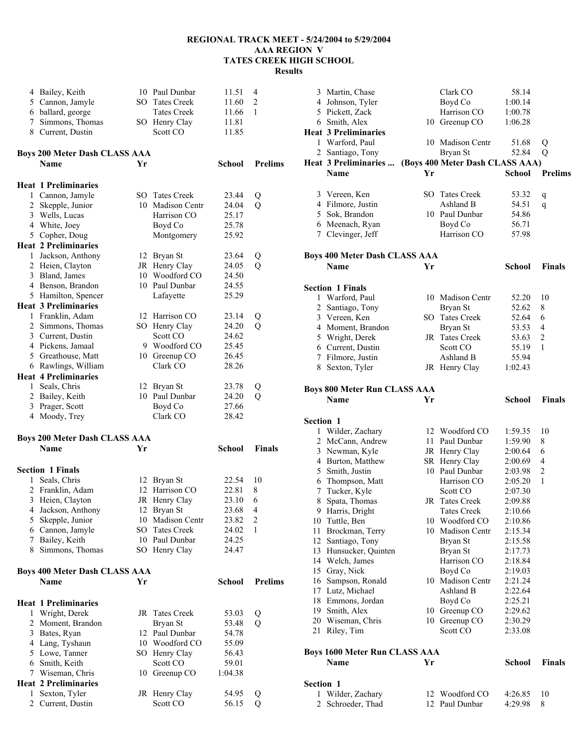# REGIONAL TRACK MEET - 5/24/2004 to 5/29/2004
## AAA REGION V
## TATES CREEK HIGH SCHOOL
### Results

| | Name | Yr | School | | |
|---|---|---|---|---|---|
| 4 | Bailey, Keith | 10 | Paul Dunbar | 11.51 | 4 |
| 5 | Cannon, Jamyle | SO | Tates Creek | 11.60 | 2 |
| 6 | ballard, george | | Tates Creek | 11.66 | 1 |
| 7 | Simmons, Thomas | SO | Henry Clay | 11.81 | |
| 8 | Current, Dustin | | Scott CO | 11.85 | |

**Boys 200 Meter Dash CLASS AAA**

| | Name | Yr | School | Prelims | |
|---|---|---|---|---|---|
| **Heat 1 Preliminaries** | | | | | |
| 1 | Cannon, Jamyle | SO | Tates Creek | 23.44 | Q |
| 2 | Skepple, Junior | 10 | Madison Centr | 24.04 | Q |
| 3 | Wells, Lucas | | Harrison CO | 25.17 | |
| 4 | White, Joey | | Boyd Co | 25.78 | |
| 5 | Copher, Doug | | Montgomery | 25.92 | |
| **Heat 2 Preliminaries** | | | | | |
| 1 | Jackson, Anthony | 12 | Bryan St | 23.64 | Q |
| 2 | Heien, Clayton | JR | Henry Clay | 24.05 | Q |
| 3 | Bland, James | 10 | Woodford CO | 24.50 | |
| 4 | Benson, Brandon | 10 | Paul Dunbar | 24.55 | |
| 5 | Hamilton, Spencer | | Lafayette | 25.29 | |
| **Heat 3 Preliminaries** | | | | | |
| 1 | Franklin, Adam | 12 | Harrison CO | 23.14 | Q |
| 2 | Simmons, Thomas | SO | Henry Clay | 24.20 | Q |
| 3 | Current, Dustin | | Scott CO | 24.62 | |
| 4 | Pickens, Jamaal | 9 | Woodford CO | 25.45 | |
| 5 | Greathouse, Matt | 10 | Greenup CO | 26.45 | |
| 6 | Rawlings, William | | Clark CO | 28.26 | |
| **Heat 4 Preliminaries** | | | | | |
| 1 | Seals, Chris | 12 | Bryan St | 23.78 | Q |
| 2 | Bailey, Keith | 10 | Paul Dunbar | 24.20 | Q |
| 3 | Prager, Scott | | Boyd Co | 27.66 | |
| 4 | Moody, Trey | | Clark CO | 28.42 | |

**Boys 200 Meter Dash CLASS AAA**

| | Name | Yr | School | Finals | |
|---|---|---|---|---|---|
| **Section 1 Finals** | | | | | |
| 1 | Seals, Chris | 12 | Bryan St | 22.54 | 10 |
| 2 | Franklin, Adam | 12 | Harrison CO | 22.81 | 8 |
| 3 | Heien, Clayton | JR | Henry Clay | 23.10 | 6 |
| 4 | Jackson, Anthony | 12 | Bryan St | 23.68 | 4 |
| 5 | Skepple, Junior | 10 | Madison Centr | 23.82 | 2 |
| 6 | Cannon, Jamyle | SO | Tates Creek | 24.02 | 1 |
| 7 | Bailey, Keith | 10 | Paul Dunbar | 24.25 | |
| 8 | Simmons, Thomas | SO | Henry Clay | 24.47 | |

**Boys 400 Meter Dash CLASS AAA**

| | Name | Yr | School | Prelims | |
|---|---|---|---|---|---|
| **Heat 1 Preliminaries** | | | | | |
| 1 | Wright, Derek | JR | Tates Creek | 53.03 | Q |
| 2 | Moment, Brandon | | Bryan St | 53.48 | Q |
| 3 | Bates, Ryan | 12 | Paul Dunbar | 54.78 | |
| 4 | Lang, Tyshaun | 10 | Woodford CO | 55.09 | |
| 5 | Lowe, Tanner | SO | Henry Clay | 56.43 | |
| 6 | Smith, Keith | | Scott CO | 59.01 | |
| 7 | Wiseman, Chris | 10 | Greenup CO | 1:04.38 | |
| **Heat 2 Preliminaries** | | | | | |
| 1 | Sexton, Tyler | JR | Henry Clay | 54.95 | Q |
| 2 | Current, Dustin | | Scott CO | 56.15 | Q |
| 3 | Martin, Chase | | Clark CO | 58.14 | |
| 4 | Johnson, Tyler | | Boyd Co | 1:00.14 | |
| 5 | Pickett, Zack | | Harrison CO | 1:00.78 | |
| 6 | Smith, Alex | 10 | Greenup CO | 1:06.28 | |
| **Heat 3 Preliminaries** | | | | | |
| 1 | Warford, Paul | 10 | Madison Centr | 51.68 | Q |
| 2 | Santiago, Tony | | Bryan St | 52.84 | Q |
| 3 | Vereen, Ken | SO | Tates Creek | 53.32 | q |
| 4 | Filmore, Justin | | Ashland B | 54.51 | q |
| 5 | Sok, Brandon | 10 | Paul Dunbar | 54.86 | |
| 6 | Meenach, Ryan | | Boyd Co | 56.71 | |
| 7 | Clevinger, Jeff | | Harrison CO | 57.98 | |

**Boys 400 Meter Dash CLASS AAA**

| | Name | Yr | School | Finals | |
|---|---|---|---|---|---|
| **Section 1 Finals** | | | | | |
| 1 | Warford, Paul | 10 | Madison Centr | 52.20 | 10 |
| 2 | Santiago, Tony | | Bryan St | 52.62 | 8 |
| 3 | Vereen, Ken | SO | Tates Creek | 52.64 | 6 |
| 4 | Moment, Brandon | | Bryan St | 53.53 | 4 |
| 5 | Wright, Derek | JR | Tates Creek | 53.63 | 2 |
| 6 | Current, Dustin | | Scott CO | 55.19 | 1 |
| 7 | Filmore, Justin | | Ashland B | 55.94 | |
| 8 | Sexton, Tyler | JR | Henry Clay | 1:02.43 | |

**Boys 800 Meter Run CLASS AAA**

| | Name | Yr | School | Finals | |
|---|---|---|---|---|---|
| **Section 1** | | | | | |
| 1 | Wilder, Zachary | 12 | Woodford CO | 1:59.35 | 10 |
| 2 | McCann, Andrew | 11 | Paul Dunbar | 1:59.90 | 8 |
| 3 | Newman, Kyle | JR | Henry Clay | 2:00.64 | 6 |
| 4 | Burton, Matthew | SR | Henry Clay | 2:00.69 | 4 |
| 5 | Smith, Justin | 10 | Paul Dunbar | 2:03.98 | 2 |
| 6 | Thompson, Matt | | Harrison CO | 2:05.20 | 1 |
| 7 | Tucker, Kyle | | Scott CO | 2:07.30 | |
| 8 | Spata, Thomas | JR | Tates Creek | 2:09.88 | |
| 9 | Harris, Dright | | Tates Creek | 2:10.66 | |
| 10 | Tuttle, Ben | 10 | Woodford CO | 2:10.86 | |
| 11 | Brockman, Terry | 10 | Madison Centr | 2:15.34 | |
| 12 | Santiago, Tony | | Bryan St | 2:15.58 | |
| 13 | Hunsucker, Quinten | | Bryan St | 2:17.73 | |
| 14 | Welch, James | | Harrison CO | 2:18.84 | |
| 15 | Gray, Nick | | Boyd Co | 2:19.03 | |
| 16 | Sampson, Ronald | 10 | Madison Centr | 2:21.24 | |
| 17 | Lutz, Michael | | Ashland B | 2:22.64 | |
| 18 | Emmons, Jordan | | Boyd Co | 2:25.21 | |
| 19 | Smith, Alex | 10 | Greenup CO | 2:29.62 | |
| 20 | Wiseman, Chris | 10 | Greenup CO | 2:30.29 | |
| 21 | Riley, Tim | | Scott CO | 2:33.08 | |

**Boys 1600 Meter Run CLASS AAA**

| | Name | Yr | School | Finals | |
|---|---|---|---|---|---|
| **Section 1** | | | | | |
| 1 | Wilder, Zachary | 12 | Woodford CO | 4:26.85 | 10 |
| 2 | Schroeder, Thad | 12 | Paul Dunbar | 4:29.98 | 8 |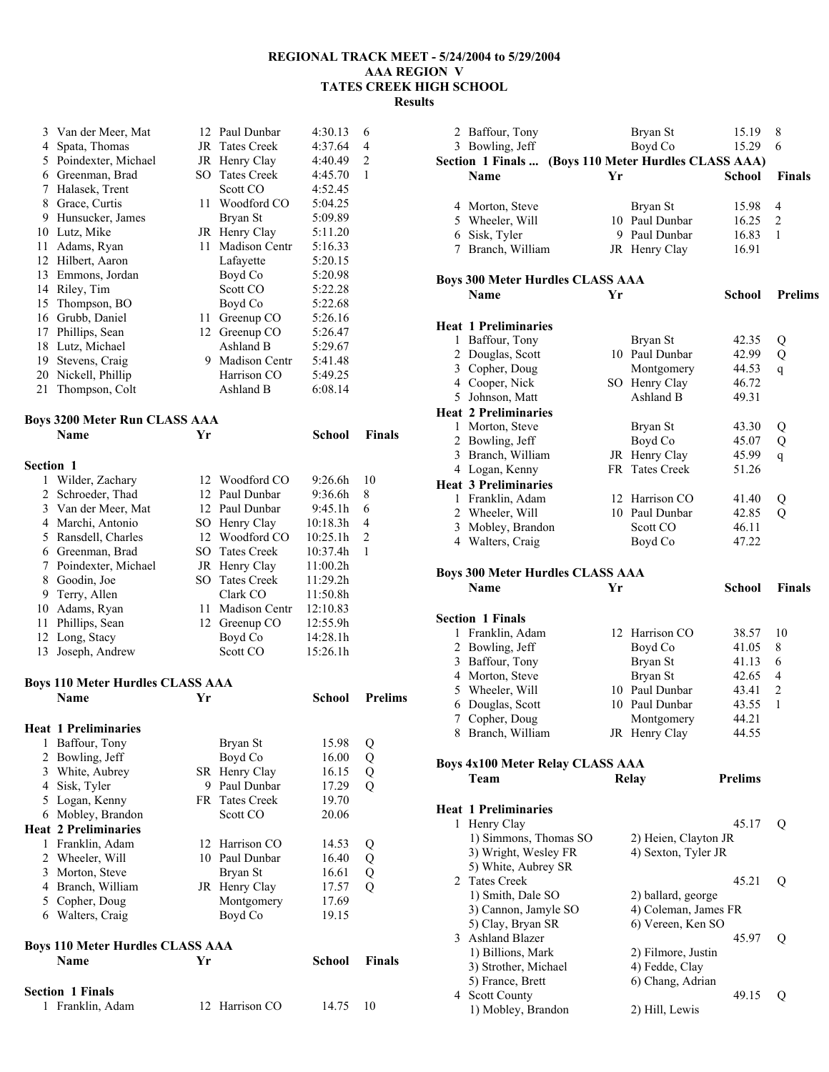# REGIONAL TRACK MEET - 5/24/2004 to 5/29/2004
## AAA REGION V
## TATES CREEK HIGH SCHOOL
## Results

| | Name | Yr | School | Finals | |
|---|---|---|---|---|---|
| 3 | Van der Meer, Mat | 12 | Paul Dunbar | 4:30.13 | 6 |
| 4 | Spata, Thomas | JR | Tates Creek | 4:37.64 | 4 |
| 5 | Poindexter, Michael | JR | Henry Clay | 4:40.49 | 2 |
| 6 | Greenman, Brad | SO | Tates Creek | 4:45.70 | 1 |
| 7 | Halasek, Trent | | Scott CO | 4:52.45 | |
| 8 | Grace, Curtis | 11 | Woodford CO | 5:04.25 | |
| 9 | Hunsucker, James | | Bryan St | 5:09.89 | |
| 10 | Lutz, Mike | JR | Henry Clay | 5:11.20 | |
| 11 | Adams, Ryan | 11 | Madison Centr | 5:16.33 | |
| 12 | Hilbert, Aaron | | Lafayette | 5:20.15 | |
| 13 | Emmons, Jordan | | Boyd Co | 5:20.98 | |
| 14 | Riley, Tim | | Scott CO | 5:22.28 | |
| 15 | Thompson, BO | | Boyd Co | 5:22.68 | |
| 16 | Grubb, Daniel | 11 | Greenup CO | 5:26.16 | |
| 17 | Phillips, Sean | 12 | Greenup CO | 5:26.47 | |
| 18 | Lutz, Michael | | Ashland B | 5:29.67 | |
| 19 | Stevens, Craig | 9 | Madison Centr | 5:41.48 | |
| 20 | Nickell, Phillip | | Harrison CO | 5:49.25 | |
| 21 | Thompson, Colt | | Ashland B | 6:08.14 | |

**Boys 3200 Meter Run CLASS AAA**

**Section 1**

| | Name | Yr | School | Finals | |
|---|---|---|---|---|---|
| 1 | Wilder, Zachary | 12 | Woodford CO | 9:26.6h | 10 |
| 2 | Schroeder, Thad | 12 | Paul Dunbar | 9:36.6h | 8 |
| 3 | Van der Meer, Mat | 12 | Paul Dunbar | 9:45.1h | 6 |
| 4 | Marchi, Antonio | SO | Henry Clay | 10:18.3h | 4 |
| 5 | Ransdell, Charles | 12 | Woodford CO | 10:25.1h | 2 |
| 6 | Greenman, Brad | SO | Tates Creek | 10:37.4h | 1 |
| 7 | Poindexter, Michael | JR | Henry Clay | 11:00.2h | |
| 8 | Goodin, Joe | SO | Tates Creek | 11:29.2h | |
| 9 | Terry, Allen | | Clark CO | 11:50.8h | |
| 10 | Adams, Ryan | 11 | Madison Centr | 12:10.83 | |
| 11 | Phillips, Sean | 12 | Greenup CO | 12:55.9h | |
| 12 | Long, Stacy | | Boyd Co | 14:28.1h | |
| 13 | Joseph, Andrew | | Scott CO | 15:26.1h | |

**Boys 110 Meter Hurdles CLASS AAA**

| | Name | Yr | School | Prelims | |
|---|---|---|---|---|---|
| **Heat 1 Preliminaries** | | | | | |
| 1 | Baffour, Tony | | Bryan St | 15.98 | Q |
| 2 | Bowling, Jeff | | Boyd Co | 16.00 | Q |
| 3 | White, Aubrey | SR | Henry Clay | 16.15 | Q |
| 4 | Sisk, Tyler | 9 | Paul Dunbar | 17.29 | Q |
| 5 | Logan, Kenny | FR | Tates Creek | 19.70 | |
| 6 | Mobley, Brandon | | Scott CO | 20.06 | |
| **Heat 2 Preliminaries** | | | | | |
| 1 | Franklin, Adam | 12 | Harrison CO | 14.53 | Q |
| 2 | Wheeler, Will | 10 | Paul Dunbar | 16.40 | Q |
| 3 | Morton, Steve | | Bryan St | 16.61 | Q |
| 4 | Branch, William | JR | Henry Clay | 17.57 | Q |
| 5 | Copher, Doug | | Montgomery | 17.69 | |
| 6 | Walters, Craig | | Boyd Co | 19.15 | |

**Boys 110 Meter Hurdles CLASS AAA**

| | Name | Yr | School | Finals | |
|---|---|---|---|---|---|
| **Section 1 Finals** | | | | | |
| 1 | Franklin, Adam | 12 | Harrison CO | 14.75 | 10 |
| 2 | Baffour, Tony | | Bryan St | 15.19 | 8 |
| 3 | Bowling, Jeff | | Boyd Co | 15.29 | 6 |
| 4 | Morton, Steve | | Bryan St | 15.98 | 4 |
| 5 | Wheeler, Will | 10 | Paul Dunbar | 16.25 | 2 |
| 6 | Sisk, Tyler | 9 | Paul Dunbar | 16.83 | 1 |
| 7 | Branch, William | JR | Henry Clay | 16.91 | |

**Boys 300 Meter Hurdles CLASS AAA**

| | Name | Yr | School | Prelims | |
|---|---|---|---|---|---|
| **Heat 1 Preliminaries** | | | | | |
| 1 | Baffour, Tony | | Bryan St | 42.35 | Q |
| 2 | Douglas, Scott | 10 | Paul Dunbar | 42.99 | Q |
| 3 | Copher, Doug | | Montgomery | 44.53 | q |
| 4 | Cooper, Nick | SO | Henry Clay | 46.72 | |
| 5 | Johnson, Matt | | Ashland B | 49.31 | |
| **Heat 2 Preliminaries** | | | | | |
| 1 | Morton, Steve | | Bryan St | 43.30 | Q |
| 2 | Bowling, Jeff | | Boyd Co | 45.07 | Q |
| 3 | Branch, William | JR | Henry Clay | 45.99 | q |
| 4 | Logan, Kenny | FR | Tates Creek | 51.26 | |
| **Heat 3 Preliminaries** | | | | | |
| 1 | Franklin, Adam | 12 | Harrison CO | 41.40 | Q |
| 2 | Wheeler, Will | 10 | Paul Dunbar | 42.85 | Q |
| 3 | Mobley, Brandon | | Scott CO | 46.11 | |
| 4 | Walters, Craig | | Boyd Co | 47.22 | |

**Boys 300 Meter Hurdles CLASS AAA**

| | Name | Yr | School | Finals | |
|---|---|---|---|---|---|
| **Section 1 Finals** | | | | | |
| 1 | Franklin, Adam | 12 | Harrison CO | 38.57 | 10 |
| 2 | Bowling, Jeff | | Boyd Co | 41.05 | 8 |
| 3 | Baffour, Tony | | Bryan St | 41.13 | 6 |
| 4 | Morton, Steve | | Bryan St | 42.65 | 4 |
| 5 | Wheeler, Will | 10 | Paul Dunbar | 43.41 | 2 |
| 6 | Douglas, Scott | 10 | Paul Dunbar | 43.55 | 1 |
| 7 | Copher, Doug | | Montgomery | 44.21 | |
| 8 | Branch, William | JR | Henry Clay | 44.55 | |

**Boys 4x100 Meter Relay CLASS AAA**

| | Team | Relay | Prelims | |
|---|---|---|---|---|
| **Heat 1 Preliminaries** | | | | |
| 1 | Henry Clay | | 45.17 | Q |
| | 1) Simmons, Thomas SO | 2) Heien, Clayton JR | | |
| | 3) Wright, Wesley FR | 4) Sexton, Tyler JR | | |
| | 5) White, Aubrey SR | | | |
| 2 | Tates Creek | | 45.21 | Q |
| | 1) Smith, Dale SO | 2) ballard, george | | |
| | 3) Cannon, Jamyle SO | 4) Coleman, James FR | | |
| | 5) Clay, Bryan SR | 6) Vereen, Ken SO | | |
| 3 | Ashland Blazer | | 45.97 | Q |
| | 1) Billions, Mark | 2) Filmore, Justin | | |
| | 3) Strother, Michael | 4) Fedde, Clay | | |
| | 5) France, Brett | 6) Chang, Adrian | | |
| 4 | Scott County | | 49.15 | Q |
| | 1) Mobley, Brandon | 2) Hill, Lewis | | |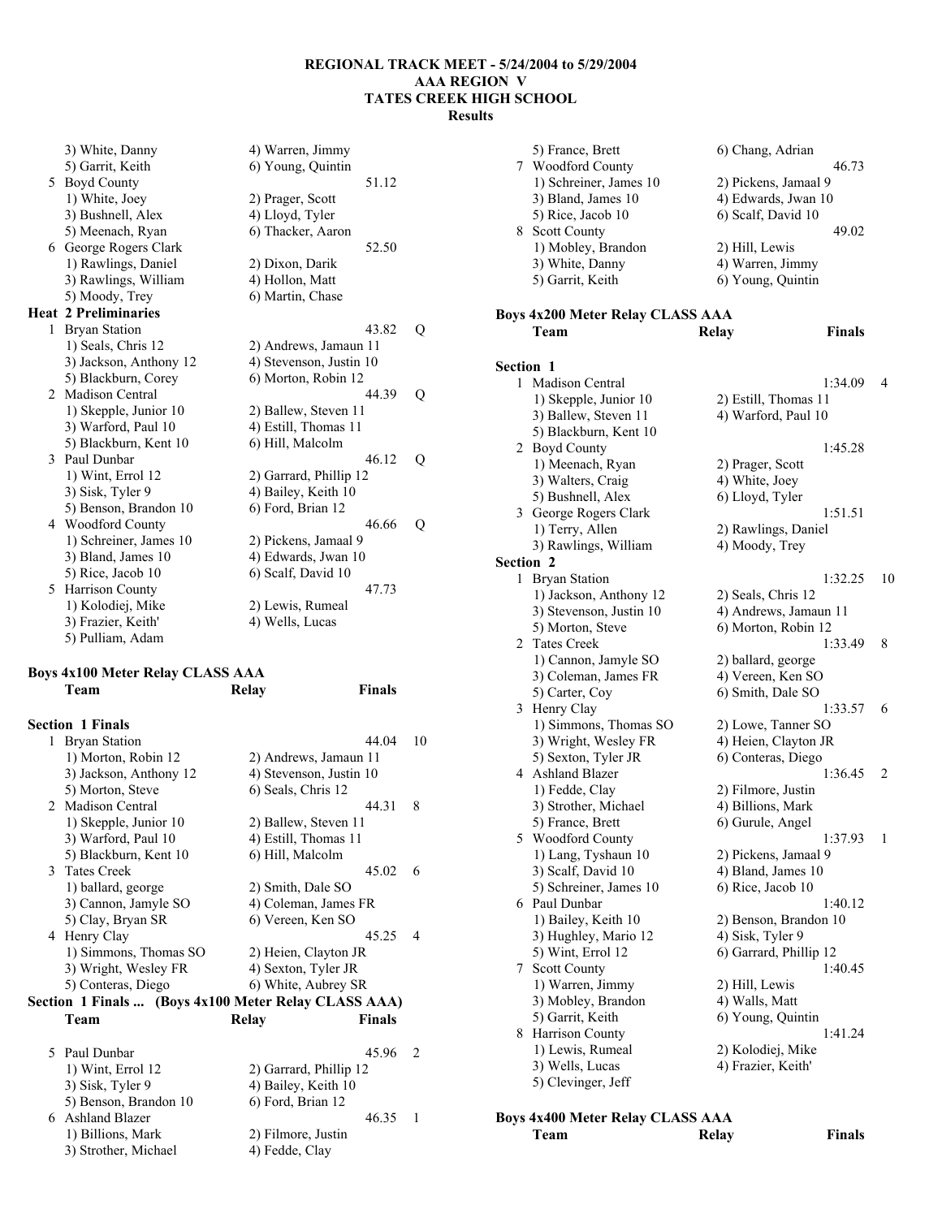**REGIONAL TRACK MEET - 5/24/2004 to 5/29/2004**
**AAA REGION V**
**TATES CREEK HIGH SCHOOL**
**Results**

```
     3) White, Danny               4) Warren, Jimmy
     5) Garrit, Keith              6) Young, Quintin
  5 Boyd County                                    51.12
     1) White, Joey                2) Prager, Scott
     3) Bushnell, Alex             4) Lloyd, Tyler
     5) Meenach, Ryan              6) Thacker, Aaron
  6 George Rogers Clark                            52.50
     1) Rawlings, Daniel           2) Dixon, Darik
     3) Rawlings, William          4) Hollon, Matt
     5) Moody, Trey                6) Martin, Chase
Heat  2 Preliminaries
  1 Bryan Station                                  43.82  Q
     1) Seals, Chris 12            2) Andrews, Jamaun 11
     3) Jackson, Anthony 12        4) Stevenson, Justin 10
     5) Blackburn, Corey           6) Morton, Robin 12
  2 Madison Central                                44.39  Q
     1) Skepple, Junior 10         2) Ballew, Steven 11
     3) Warford, Paul 10           4) Estill, Thomas 11
     5) Blackburn, Kent 10         6) Hill, Malcolm
  3 Paul Dunbar                                    46.12  Q
     1) Wint, Errol 12             2) Garrard, Phillip 12
     3) Sisk, Tyler 9              4) Bailey, Keith 10
     5) Benson, Brandon 10         6) Ford, Brian 12
  4 Woodford County                                46.66  Q
     1) Schreiner, James 10        2) Pickens, Jamaal 9
     3) Bland, James 10            4) Edwards, Jwan 10
     5) Rice, Jacob 10             6) Scalf, David 10
  5 Harrison County                                47.73
     1) Kolodiej, Mike             2) Lewis, Rumeal
     3) Frazier, Keith'            4) Wells, Lucas
     5) Pulliam, Adam
```

**Boys 4x100 Meter Relay CLASS AAA**

```
    Team                           Relay           Finals

Section  1 Finals
  1 Bryan Station                                  44.04  10
     1) Morton, Robin 12           2) Andrews, Jamaun 11
     3) Jackson, Anthony 12        4) Stevenson, Justin 10
     5) Morton, Steve              6) Seals, Chris 12
  2 Madison Central                                44.31   8
     1) Skepple, Junior 10         2) Ballew, Steven 11
     3) Warford, Paul 10           4) Estill, Thomas 11
     5) Blackburn, Kent 10         6) Hill, Malcolm
  3 Tates Creek                                    45.02   6
     1) ballard, george            2) Smith, Dale SO
     3) Cannon, Jamyle SO          4) Coleman, James FR
     5) Clay, Bryan SR             6) Vereen, Ken SO
  4 Henry Clay                                     45.25   4
     1) Simmons, Thomas SO         2) Heien, Clayton JR
     3) Wright, Wesley FR          4) Sexton, Tyler JR
     5) Conteras, Diego            6) White, Aubrey SR
Section  1 Finals ...  (Boys 4x100 Meter Relay CLASS AAA)
    Team                           Relay           Finals

  5 Paul Dunbar                                    45.96   2
     1) Wint, Errol 12             2) Garrard, Phillip 12
     3) Sisk, Tyler 9              4) Bailey, Keith 10
     5) Benson, Brandon 10         6) Ford, Brian 12
  6 Ashland Blazer                                 46.35   1
     1) Billions, Mark             2) Filmore, Justin
     3) Strother, Michael          4) Fedde, Clay
     5) France, Brett              6) Chang, Adrian
  7 Woodford County                                46.73
     1) Schreiner, James 10        2) Pickens, Jamaal 9
     3) Bland, James 10            4) Edwards, Jwan 10
     5) Rice, Jacob 10             6) Scalf, David 10
  8 Scott County                                   49.02
     1) Mobley, Brandon            2) Hill, Lewis
     3) White, Danny               4) Warren, Jimmy
     5) Garrit, Keith              6) Young, Quintin
```

**Boys 4x200 Meter Relay CLASS AAA**

```
    Team                           Relay           Finals

Section  1
  1 Madison Central                              1:34.09   4
     1) Skepple, Junior 10         2) Estill, Thomas 11
     3) Ballew, Steven 11          4) Warford, Paul 10
     5) Blackburn, Kent 10
  2 Boyd County                                  1:45.28
     1) Meenach, Ryan              2) Prager, Scott
     3) Walters, Craig             4) White, Joey
     5) Bushnell, Alex             6) Lloyd, Tyler
  3 George Rogers Clark                          1:51.51
     1) Terry, Allen               2) Rawlings, Daniel
     3) Rawlings, William          4) Moody, Trey
Section  2
  1 Bryan Station                                1:32.25  10
     1) Jackson, Anthony 12        2) Seals, Chris 12
     3) Stevenson, Justin 10       4) Andrews, Jamaun 11
     5) Morton, Steve              6) Morton, Robin 12
  2 Tates Creek                                  1:33.49   8
     1) Cannon, Jamyle SO          2) ballard, george
     3) Coleman, James FR          4) Vereen, Ken SO
     5) Carter, Coy                6) Smith, Dale SO
  3 Henry Clay                                   1:33.57   6
     1) Simmons, Thomas SO         2) Lowe, Tanner SO
     3) Wright, Wesley FR          4) Heien, Clayton JR
     5) Sexton, Tyler JR           6) Conteras, Diego
  4 Ashland Blazer                               1:36.45   2
     1) Fedde, Clay                2) Filmore, Justin
     3) Strother, Michael          4) Billions, Mark
     5) France, Brett              6) Gurule, Angel
  5 Woodford County                              1:37.93   1
     1) Lang, Tyshaun 10           2) Pickens, Jamaal 9
     3) Scalf, David 10            4) Bland, James 10
     5) Schreiner, James 10        6) Rice, Jacob 10
  6 Paul Dunbar                                  1:40.12
     1) Bailey, Keith 10           2) Benson, Brandon 10
     3) Hughley, Mario 12          4) Sisk, Tyler 9
     5) Wint, Errol 12             6) Garrard, Phillip 12
  7 Scott County                                 1:40.45
     1) Warren, Jimmy              2) Hill, Lewis
     3) Mobley, Brandon            4) Walls, Matt
     5) Garrit, Keith              6) Young, Quintin
  8 Harrison County                              1:41.24
     1) Lewis, Rumeal              2) Kolodiej, Mike
     3) Wells, Lucas               4) Frazier, Keith'
     5) Clevinger, Jeff
```

**Boys 4x400 Meter Relay CLASS AAA**

```
    Team                           Relay           Finals
```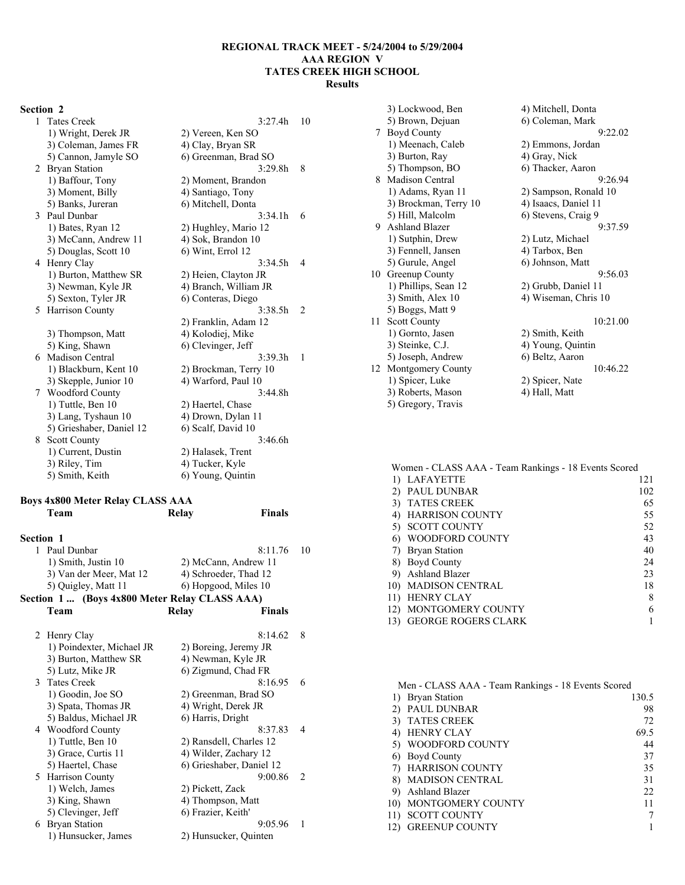**REGIONAL TRACK MEET - 5/24/2004 to 5/29/2004**
**AAA REGION V**
**TATES CREEK HIGH SCHOOL**
**Results**

**Section 2**

1 Tates Creek 3:27.4h 10
 1) Wright, Derek JR 2) Vereen, Ken SO
 3) Coleman, James FR 4) Clay, Bryan SR
 5) Cannon, Jamyle SO 6) Greenman, Brad SO
2 Bryan Station 3:29.8h 8
 1) Baffour, Tony 2) Moment, Brandon
 3) Moment, Billy 4) Santiago, Tony
 5) Banks, Jureran 6) Mitchell, Donta
3 Paul Dunbar 3:34.1h 6
 1) Bates, Ryan 12 2) Hughley, Mario 12
 3) McCann, Andrew 11 4) Sok, Brandon 10
 5) Douglas, Scott 10 6) Wint, Errol 12
4 Henry Clay 3:34.5h 4
 1) Burton, Matthew SR 2) Heien, Clayton JR
 3) Newman, Kyle JR 4) Branch, William JR
 5) Sexton, Tyler JR 6) Conteras, Diego
5 Harrison County 3:38.5h 2
 2) Franklin, Adam 12
 3) Thompson, Matt 4) Kolodiej, Mike
 5) King, Shawn 6) Clevinger, Jeff
6 Madison Central 3:39.3h 1
 1) Blackburn, Kent 10 2) Brockman, Terry 10
 3) Skepple, Junior 10 4) Warford, Paul 10
7 Woodford County 3:44.8h
 1) Tuttle, Ben 10 2) Haertel, Chase
 3) Lang, Tyshaun 10 4) Drown, Dylan 11
 5) Grieshaber, Daniel 12 6) Scalf, David 10
8 Scott County 3:46.6h
 1) Current, Dustin 2) Halasek, Trent
 3) Riley, Tim 4) Tucker, Kyle
 5) Smith, Keith 6) Young, Quintin

**Boys 4x800 Meter Relay CLASS AAA**

**Team** **Relay** **Finals**

**Section 1**

1 Paul Dunbar 8:11.76 10
 1) Smith, Justin 10 2) McCann, Andrew 11
 3) Van der Meer, Mat 12 4) Schroeder, Thad 12
 5) Quigley, Matt 11 6) Hopgood, Miles 10

**Section 1 ... (Boys 4x800 Meter Relay CLASS AAA)**

**Team** **Relay** **Finals**

2 Henry Clay 8:14.62 8
 1) Poindexter, Michael JR 2) Boreing, Jeremy JR
 3) Burton, Matthew SR 4) Newman, Kyle JR
 5) Lutz, Mike JR 6) Zigmund, Chad FR
3 Tates Creek 8:16.95 6
 1) Goodin, Joe SO 2) Greenman, Brad SO
 3) Spata, Thomas JR 4) Wright, Derek JR
 5) Baldus, Michael JR 6) Harris, Dright
4 Woodford County 8:37.83 4
 1) Tuttle, Ben 10 2) Ransdell, Charles 12
 3) Grace, Curtis 11 4) Wilder, Zachary 12
 5) Haertel, Chase 6) Grieshaber, Daniel 12
5 Harrison County 9:00.86 2
 1) Welch, James 2) Pickett, Zack
 3) King, Shawn 4) Thompson, Matt
 5) Clevinger, Jeff 6) Frazier, Keith'
6 Bryan Station 9:05.96 1
 1) Hunsucker, James 2) Hunsucker, Quinten
 3) Lockwood, Ben 4) Mitchell, Donta
 5) Brown, Dejuan 6) Coleman, Mark
7 Boyd County 9:22.02
 1) Meenach, Caleb 2) Emmons, Jordan
 3) Burton, Ray 4) Gray, Nick
 5) Thompson, BO 6) Thacker, Aaron
8 Madison Central 9:26.94
 1) Adams, Ryan 11 2) Sampson, Ronald 10
 3) Brockman, Terry 10 4) Isaacs, Daniel 11
 5) Hill, Malcolm 6) Stevens, Craig 9
9 Ashland Blazer 9:37.59
 1) Sutphin, Drew 2) Lutz, Michael
 3) Fennell, Jansen 4) Tarbox, Ben
 5) Gurule, Angel 6) Johnson, Matt
10 Greenup County 9:56.03
 1) Phillips, Sean 12 2) Grubb, Daniel 11
 3) Smith, Alex 10 4) Wiseman, Chris 10
 5) Boggs, Matt 9
11 Scott County 10:21.00
 1) Gornto, Jasen 2) Smith, Keith
 3) Steinke, C.J. 4) Young, Quintin
 5) Joseph, Andrew 6) Beltz, Aaron
12 Montgomery County 10:46.22
 1) Spicer, Luke 2) Spicer, Nate
 3) Roberts, Mason 4) Hall, Matt
 5) Gregory, Travis

Women - CLASS AAA - Team Rankings - 18 Events Scored

| | | |
|---|---|---|
| 1) | LAFAYETTE | 121 |
| 2) | PAUL DUNBAR | 102 |
| 3) | TATES CREEK | 65 |
| 4) | HARRISON COUNTY | 55 |
| 5) | SCOTT COUNTY | 52 |
| 6) | WOODFORD COUNTY | 43 |
| 7) | Bryan Station | 40 |
| 8) | Boyd County | 24 |
| 9) | Ashland Blazer | 23 |
| 10) | MADISON CENTRAL | 18 |
| 11) | HENRY CLAY | 8 |
| 12) | MONTGOMERY COUNTY | 6 |
| 13) | GEORGE ROGERS CLARK | 1 |

Men - CLASS AAA - Team Rankings - 18 Events Scored

| | | |
|---|---|---|
| 1) | Bryan Station | 130.5 |
| 2) | PAUL DUNBAR | 98 |
| 3) | TATES CREEK | 72 |
| 4) | HENRY CLAY | 69.5 |
| 5) | WOODFORD COUNTY | 44 |
| 6) | Boyd County | 37 |
| 7) | HARRISON COUNTY | 35 |
| 8) | MADISON CENTRAL | 31 |
| 9) | Ashland Blazer | 22 |
| 10) | MONTGOMERY COUNTY | 11 |
| 11) | SCOTT COUNTY | 7 |
| 12) | GREENUP COUNTY | 1 |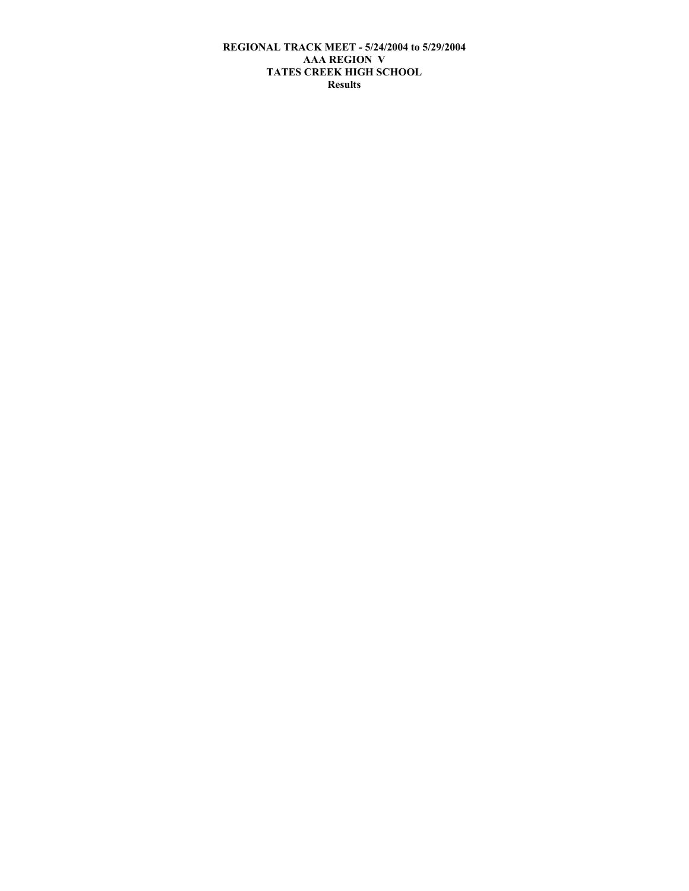**REGIONAL TRACK MEET - 5/24/2004 to 5/29/2004**
**AAA REGION V**
**TATES CREEK HIGH SCHOOL**
**Results**